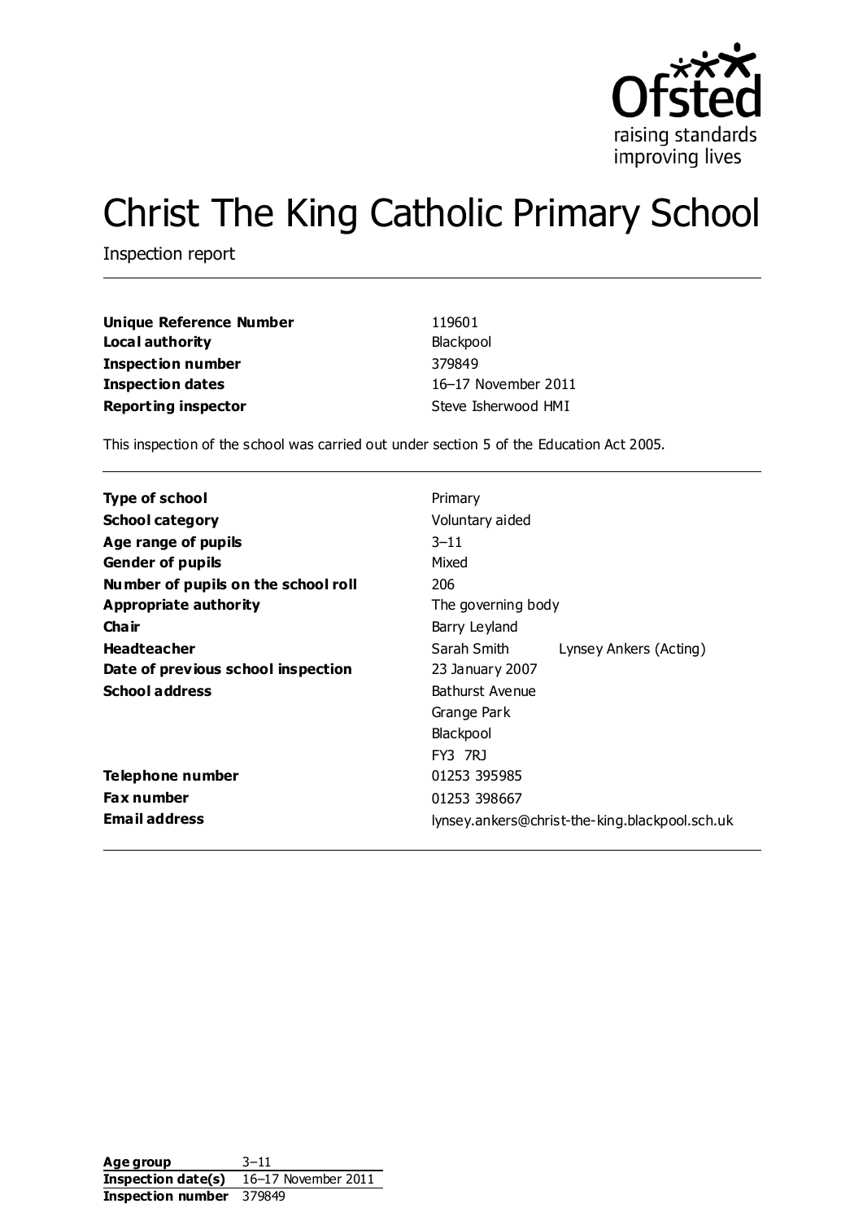# Christ The King Catholic Primary School

Inspection report

| | |
|---|---|
| **Unique Reference Number** | 119601 |
| **Local authority** | Blackpool |
| **Inspection number** | 379849 |
| **Inspection dates** | 16–17 November 2011 |
| **Reporting inspector** | Steve Isherwood HMI |

This inspection of the school was carried out under section 5 of the Education Act 2005.

| | | |
|---|---|---|
| **Type of school** | Primary | |
| **School category** | Voluntary aided | |
| **Age range of pupils** | 3–11 | |
| **Gender of pupils** | Mixed | |
| **Number of pupils on the school roll** | 206 | |
| **Appropriate authority** | The governing body | |
| **Chair** | Barry Leyland | |
| **Headteacher** | Sarah Smith | Lynsey Ankers (Acting) |
| **Date of previous school inspection** | 23 January 2007 | |
| **School address** | Bathurst Avenue<br>Grange Park<br>Blackpool<br>FY3 7RJ | |
| **Telephone number** | 01253 395985 | |
| **Fax number** | 01253 398667 | |
| **Email address** | lynsey.ankers@christ-the-king.blackpool.sch.uk | |

| | |
|---|---|
| **Age group** | 3–11 |
| **Inspection date(s)** | 16–17 November 2011 |
| **Inspection number** | 379849 |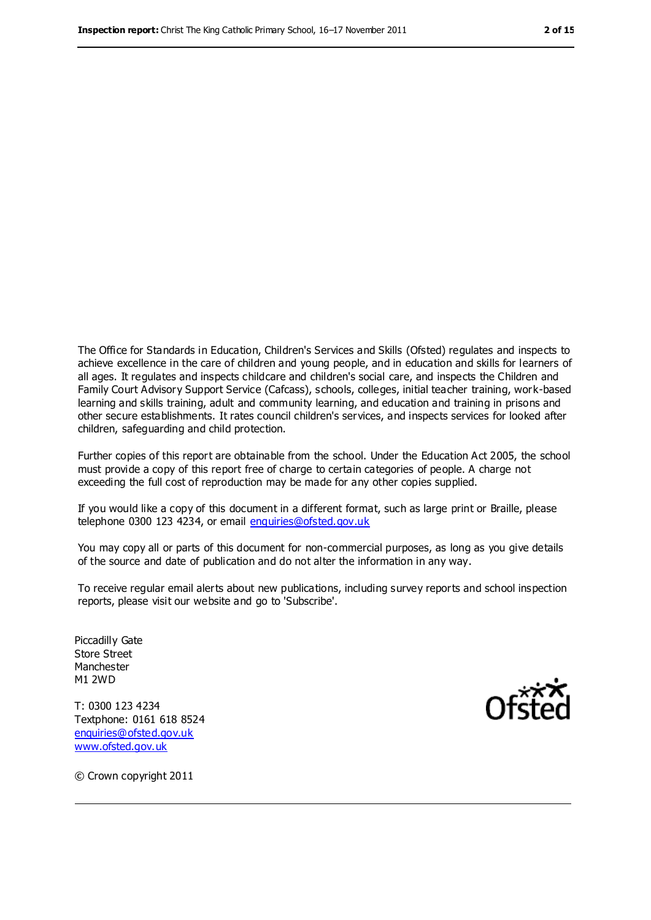The Office for Standards in Education, Children's Services and Skills (Ofsted) regulates and inspects to achieve excellence in the care of children and young people, and in education and skills for learners of all ages. It regulates and inspects childcare and children's social care, and inspects the Children and Family Court Advisory Support Service (Cafcass), schools, colleges, initial teacher training, work-based learning and skills training, adult and community learning, and education and training in prisons and other secure establishments. It rates council children's services, and inspects services for looked after children, safeguarding and child protection.

Further copies of this report are obtainable from the school. Under the Education Act 2005, the school must provide a copy of this report free of charge to certain categories of people. A charge not exceeding the full cost of reproduction may be made for any other copies supplied.

If you would like a copy of this document in a different format, such as large print or Braille, please telephone 0300 123 4234, or email enquiries@ofsted.gov.uk

You may copy all or parts of this document for non-commercial purposes, as long as you give details of the source and date of publication and do not alter the information in any way.

To receive regular email alerts about new publications, including survey reports and school inspection reports, please visit our website and go to 'Subscribe'.

Piccadilly Gate
Store Street
Manchester
M1 2WD

T: 0300 123 4234
Textphone: 0161 618 8524
enquiries@ofsted.gov.uk
www.ofsted.gov.uk

Ofsted

© Crown copyright 2011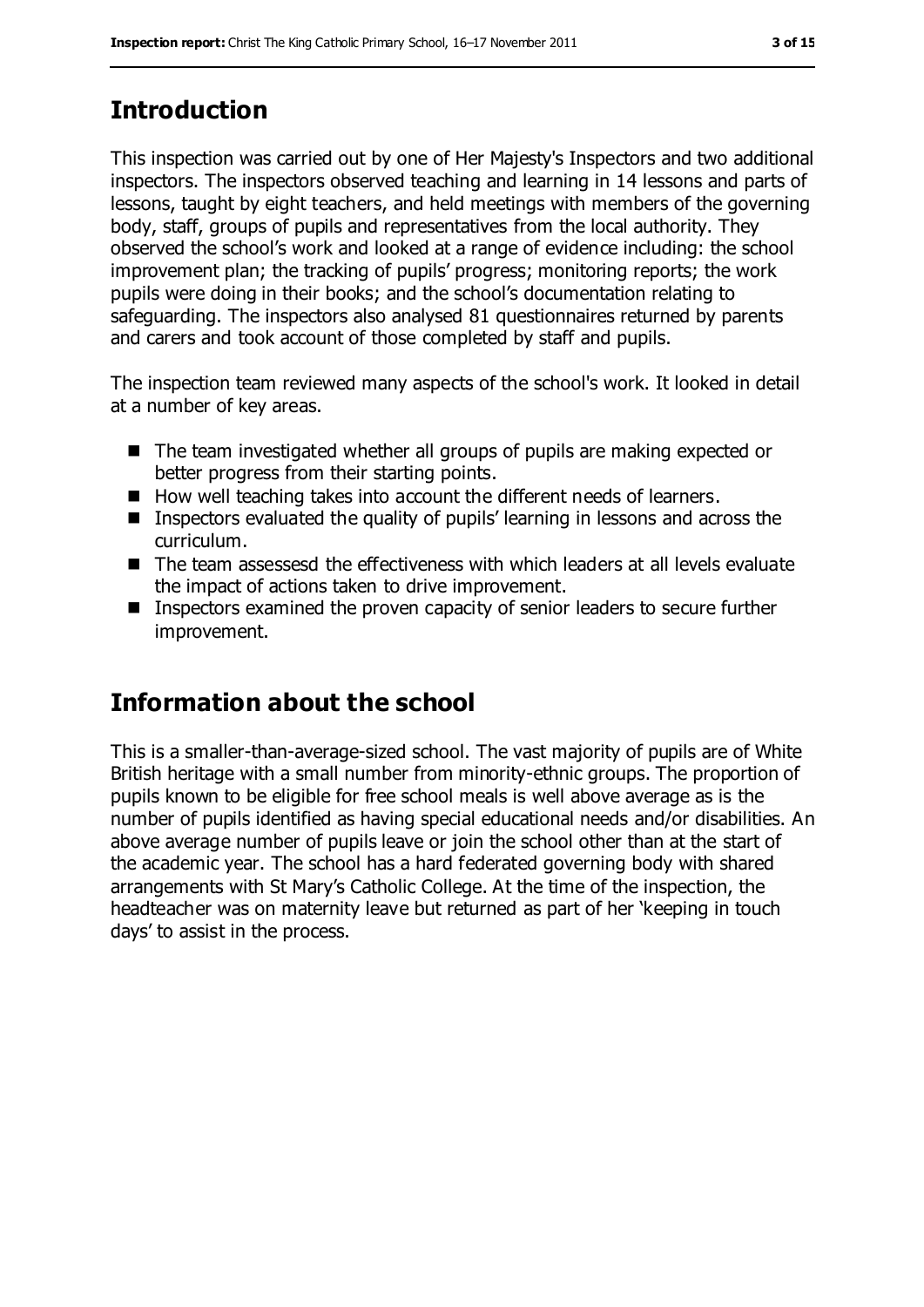## Introduction

This inspection was carried out by one of Her Majesty's Inspectors and two additional inspectors. The inspectors observed teaching and learning in 14 lessons and parts of lessons, taught by eight teachers, and held meetings with members of the governing body, staff, groups of pupils and representatives from the local authority. They observed the school's work and looked at a range of evidence including: the school improvement plan; the tracking of pupils' progress; monitoring reports; the work pupils were doing in their books; and the school's documentation relating to safeguarding. The inspectors also analysed 81 questionnaires returned by parents and carers and took account of those completed by staff and pupils.

The inspection team reviewed many aspects of the school's work. It looked in detail at a number of key areas.

- The team investigated whether all groups of pupils are making expected or better progress from their starting points.
- How well teaching takes into account the different needs of learners.
- Inspectors evaluated the quality of pupils' learning in lessons and across the curriculum.
- The team assessesd the effectiveness with which leaders at all levels evaluate the impact of actions taken to drive improvement.
- Inspectors examined the proven capacity of senior leaders to secure further improvement.

## Information about the school

This is a smaller-than-average-sized school. The vast majority of pupils are of White British heritage with a small number from minority-ethnic groups. The proportion of pupils known to be eligible for free school meals is well above average as is the number of pupils identified as having special educational needs and/or disabilities. An above average number of pupils leave or join the school other than at the start of the academic year. The school has a hard federated governing body with shared arrangements with St Mary's Catholic College. At the time of the inspection, the headteacher was on maternity leave but returned as part of her 'keeping in touch days' to assist in the process.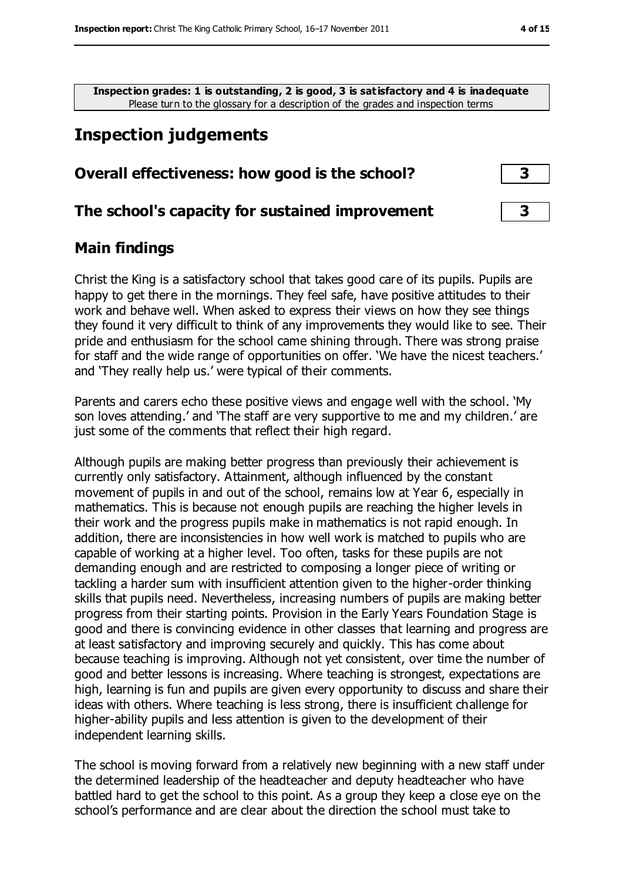**Inspection grades: 1 is outstanding, 2 is good, 3 is satisfactory and 4 is inadequate**
Please turn to the glossary for a description of the grades and inspection terms

## Inspection judgements

| | |
|---|---|
| **Overall effectiveness: how good is the school?** | **3** |
| **The school's capacity for sustained improvement** | **3** |

### Main findings

Christ the King is a satisfactory school that takes good care of its pupils. Pupils are happy to get there in the mornings. They feel safe, have positive attitudes to their work and behave well. When asked to express their views on how they see things they found it very difficult to think of any improvements they would like to see. Their pride and enthusiasm for the school came shining through. There was strong praise for staff and the wide range of opportunities on offer. 'We have the nicest teachers.' and 'They really help us.' were typical of their comments.

Parents and carers echo these positive views and engage well with the school. 'My son loves attending.' and 'The staff are very supportive to me and my children.' are just some of the comments that reflect their high regard.

Although pupils are making better progress than previously their achievement is currently only satisfactory. Attainment, although influenced by the constant movement of pupils in and out of the school, remains low at Year 6, especially in mathematics. This is because not enough pupils are reaching the higher levels in their work and the progress pupils make in mathematics is not rapid enough. In addition, there are inconsistencies in how well work is matched to pupils who are capable of working at a higher level. Too often, tasks for these pupils are not demanding enough and are restricted to composing a longer piece of writing or tackling a harder sum with insufficient attention given to the higher-order thinking skills that pupils need. Nevertheless, increasing numbers of pupils are making better progress from their starting points. Provision in the Early Years Foundation Stage is good and there is convincing evidence in other classes that learning and progress are at least satisfactory and improving securely and quickly. This has come about because teaching is improving. Although not yet consistent, over time the number of good and better lessons is increasing. Where teaching is strongest, expectations are high, learning is fun and pupils are given every opportunity to discuss and share their ideas with others. Where teaching is less strong, there is insufficient challenge for higher-ability pupils and less attention is given to the development of their independent learning skills.

The school is moving forward from a relatively new beginning with a new staff under the determined leadership of the headteacher and deputy headteacher who have battled hard to get the school to this point. As a group they keep a close eye on the school's performance and are clear about the direction the school must take to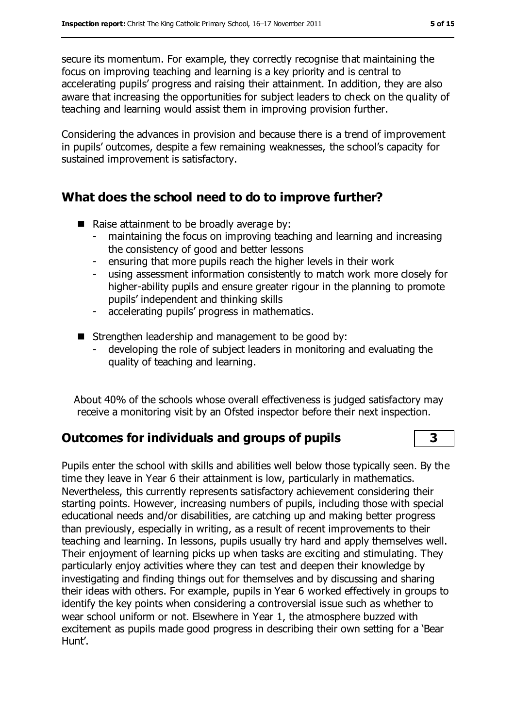secure its momentum. For example, they correctly recognise that maintaining the focus on improving teaching and learning is a key priority and is central to accelerating pupils' progress and raising their attainment. In addition, they are also aware that increasing the opportunities for subject leaders to check on the quality of teaching and learning would assist them in improving provision further.

Considering the advances in provision and because there is a trend of improvement in pupils' outcomes, despite a few remaining weaknesses, the school's capacity for sustained improvement is satisfactory.

## What does the school need to do to improve further?

- Raise attainment to be broadly average by:
  - maintaining the focus on improving teaching and learning and increasing the consistency of good and better lessons
  - ensuring that more pupils reach the higher levels in their work
  - using assessment information consistently to match work more closely for higher-ability pupils and ensure greater rigour in the planning to promote pupils' independent and thinking skills
  - accelerating pupils' progress in mathematics.
- Strengthen leadership and management to be good by:
  - developing the role of subject leaders in monitoring and evaluating the quality of teaching and learning.

About 40% of the schools whose overall effectiveness is judged satisfactory may receive a monitoring visit by an Ofsted inspector before their next inspection.

## Outcomes for individuals and groups of pupils — 3

Pupils enter the school with skills and abilities well below those typically seen. By the time they leave in Year 6 their attainment is low, particularly in mathematics. Nevertheless, this currently represents satisfactory achievement considering their starting points. However, increasing numbers of pupils, including those with special educational needs and/or disabilities, are catching up and making better progress than previously, especially in writing, as a result of recent improvements to their teaching and learning. In lessons, pupils usually try hard and apply themselves well. Their enjoyment of learning picks up when tasks are exciting and stimulating. They particularly enjoy activities where they can test and deepen their knowledge by investigating and finding things out for themselves and by discussing and sharing their ideas with others. For example, pupils in Year 6 worked effectively in groups to identify the key points when considering a controversial issue such as whether to wear school uniform or not. Elsewhere in Year 1, the atmosphere buzzed with excitement as pupils made good progress in describing their own setting for a 'Bear Hunt'.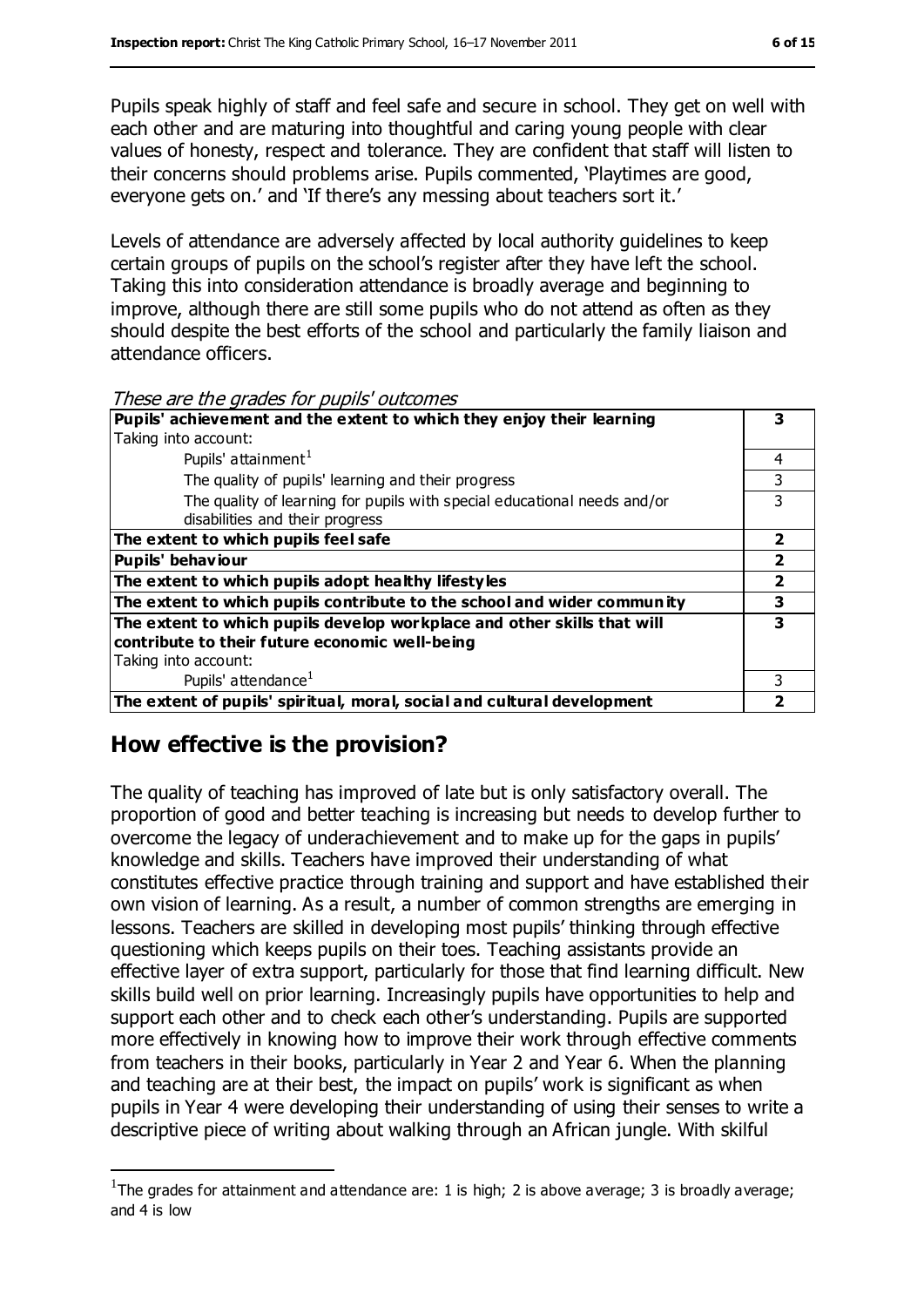Pupils speak highly of staff and feel safe and secure in school. They get on well with each other and are maturing into thoughtful and caring young people with clear values of honesty, respect and tolerance. They are confident that staff will listen to their concerns should problems arise. Pupils commented, 'Playtimes are good, everyone gets on.' and 'If there's any messing about teachers sort it.'

Levels of attendance are adversely affected by local authority guidelines to keep certain groups of pupils on the school's register after they have left the school. Taking this into consideration attendance is broadly average and beginning to improve, although there are still some pupils who do not attend as often as they should despite the best efforts of the school and particularly the family liaison and attendance officers.

*These are the grades for pupils' outcomes*

| | |
|---|---|
| **Pupils' achievement and the extent to which they enjoy their learning** | **3** |
| Taking into account: | |
| Pupils' attainment[1] | 4 |
| The quality of pupils' learning and their progress | 3 |
| The quality of learning for pupils with special educational needs and/or disabilities and their progress | 3 |
| **The extent to which pupils feel safe** | **2** |
| **Pupils' behaviour** | **2** |
| **The extent to which pupils adopt healthy lifestyles** | **2** |
| **The extent to which pupils contribute to the school and wider community** | **3** |
| **The extent to which pupils develop workplace and other skills that will contribute to their future economic well-being** | **3** |
| Taking into account: | |
| Pupils' attendance[1] | 3 |
| **The extent of pupils' spiritual, moral, social and cultural development** | **2** |

## How effective is the provision?

The quality of teaching has improved of late but is only satisfactory overall. The proportion of good and better teaching is increasing but needs to develop further to overcome the legacy of underachievement and to make up for the gaps in pupils' knowledge and skills. Teachers have improved their understanding of what constitutes effective practice through training and support and have established their own vision of learning. As a result, a number of common strengths are emerging in lessons. Teachers are skilled in developing most pupils' thinking through effective questioning which keeps pupils on their toes. Teaching assistants provide an effective layer of extra support, particularly for those that find learning difficult. New skills build well on prior learning. Increasingly pupils have opportunities to help and support each other and to check each other's understanding. Pupils are supported more effectively in knowing how to improve their work through effective comments from teachers in their books, particularly in Year 2 and Year 6. When the planning and teaching are at their best, the impact on pupils' work is significant as when pupils in Year 4 were developing their understanding of using their senses to write a descriptive piece of writing about walking through an African jungle. With skilful

[1] The grades for attainment and attendance are: 1 is high; 2 is above average; 3 is broadly average; and 4 is low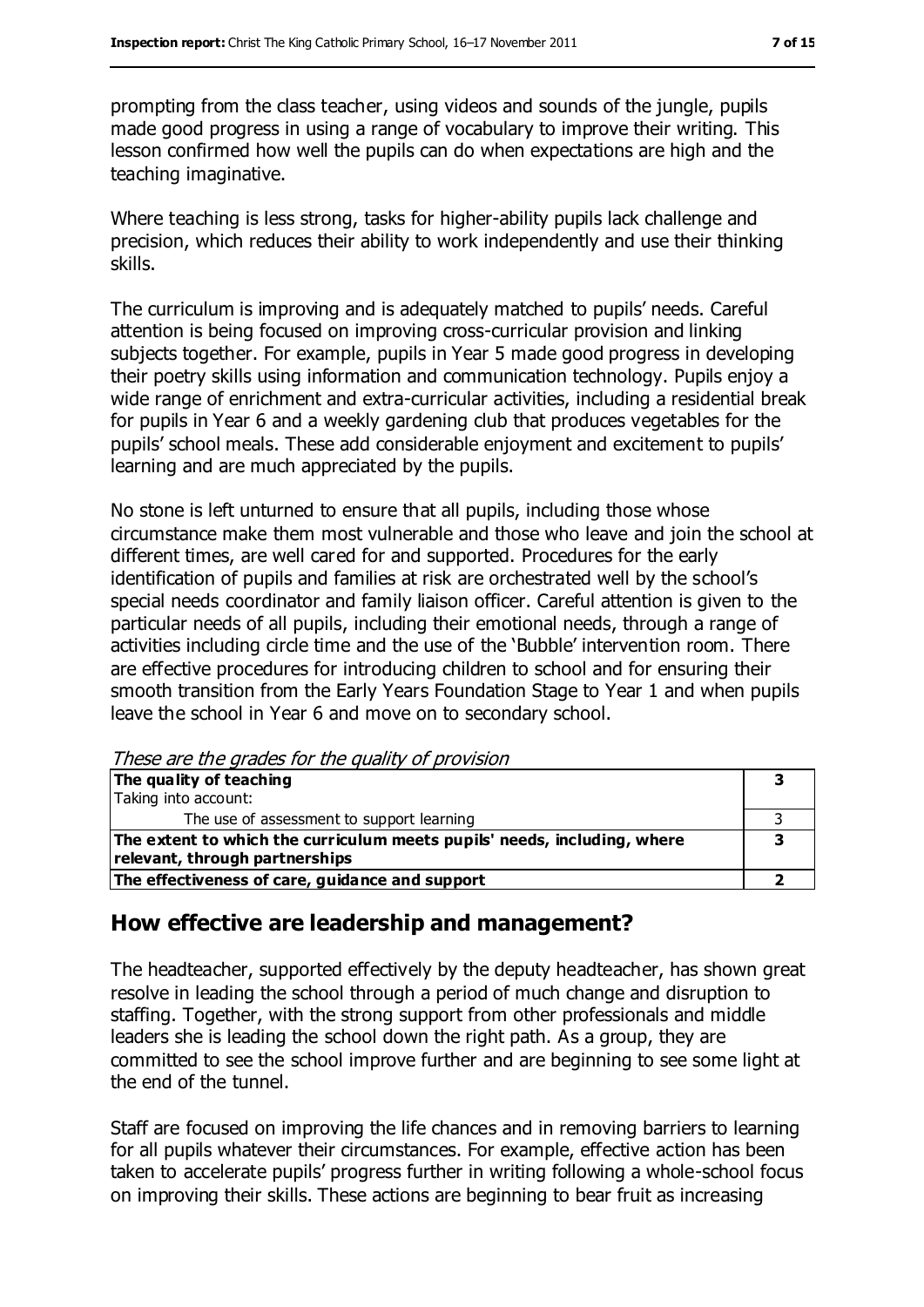prompting from the class teacher, using videos and sounds of the jungle, pupils made good progress in using a range of vocabulary to improve their writing. This lesson confirmed how well the pupils can do when expectations are high and the teaching imaginative.

Where teaching is less strong, tasks for higher-ability pupils lack challenge and precision, which reduces their ability to work independently and use their thinking skills.

The curriculum is improving and is adequately matched to pupils' needs. Careful attention is being focused on improving cross-curricular provision and linking subjects together. For example, pupils in Year 5 made good progress in developing their poetry skills using information and communication technology. Pupils enjoy a wide range of enrichment and extra-curricular activities, including a residential break for pupils in Year 6 and a weekly gardening club that produces vegetables for the pupils' school meals. These add considerable enjoyment and excitement to pupils' learning and are much appreciated by the pupils.

No stone is left unturned to ensure that all pupils, including those whose circumstance make them most vulnerable and those who leave and join the school at different times, are well cared for and supported. Procedures for the early identification of pupils and families at risk are orchestrated well by the school's special needs coordinator and family liaison officer. Careful attention is given to the particular needs of all pupils, including their emotional needs, through a range of activities including circle time and the use of the 'Bubble' intervention room. There are effective procedures for introducing children to school and for ensuring their smooth transition from the Early Years Foundation Stage to Year 1 and when pupils leave the school in Year 6 and move on to secondary school.

*These are the grades for the quality of provision*

| | |
|---|---|
| **The quality of teaching**<br>Taking into account: | **3** |
| The use of assessment to support learning | 3 |
| **The extent to which the curriculum meets pupils' needs, including, where relevant, through partnerships** | **3** |
| **The effectiveness of care, guidance and support** | **2** |

## How effective are leadership and management?

The headteacher, supported effectively by the deputy headteacher, has shown great resolve in leading the school through a period of much change and disruption to staffing. Together, with the strong support from other professionals and middle leaders she is leading the school down the right path. As a group, they are committed to see the school improve further and are beginning to see some light at the end of the tunnel.

Staff are focused on improving the life chances and in removing barriers to learning for all pupils whatever their circumstances. For example, effective action has been taken to accelerate pupils' progress further in writing following a whole-school focus on improving their skills. These actions are beginning to bear fruit as increasing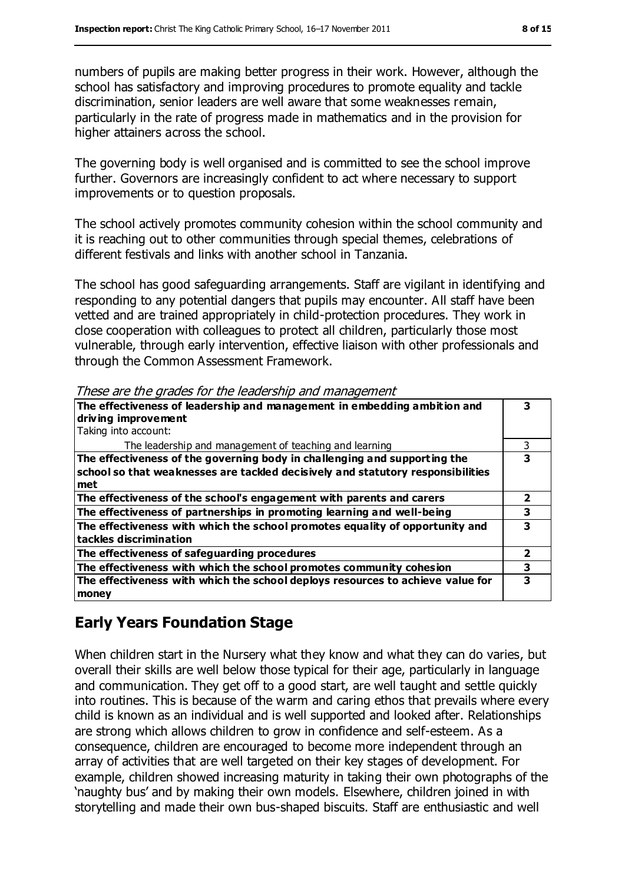numbers of pupils are making better progress in their work. However, although the school has satisfactory and improving procedures to promote equality and tackle discrimination, senior leaders are well aware that some weaknesses remain, particularly in the rate of progress made in mathematics and in the provision for higher attainers across the school.

The governing body is well organised and is committed to see the school improve further. Governors are increasingly confident to act where necessary to support improvements or to question proposals.

The school actively promotes community cohesion within the school community and it is reaching out to other communities through special themes, celebrations of different festivals and links with another school in Tanzania.

The school has good safeguarding arrangements. Staff are vigilant in identifying and responding to any potential dangers that pupils may encounter. All staff have been vetted and are trained appropriately in child-protection procedures. They work in close cooperation with colleagues to protect all children, particularly those most vulnerable, through early intervention, effective liaison with other professionals and through the Common Assessment Framework.

*These are the grades for the leadership and management*

| | |
|---|---|
| **The effectiveness of leadership and management in embedding ambition and driving improvement**<br>Taking into account: | **3** |
| The leadership and management of teaching and learning | 3 |
| **The effectiveness of the governing body in challenging and supporting the school so that weaknesses are tackled decisively and statutory responsibilities met** | **3** |
| **The effectiveness of the school's engagement with parents and carers** | **2** |
| **The effectiveness of partnerships in promoting learning and well-being** | **3** |
| **The effectiveness with which the school promotes equality of opportunity and tackles discrimination** | **3** |
| **The effectiveness of safeguarding procedures** | **2** |
| **The effectiveness with which the school promotes community cohesion** | **3** |
| **The effectiveness with which the school deploys resources to achieve value for money** | **3** |

## Early Years Foundation Stage

When children start in the Nursery what they know and what they can do varies, but overall their skills are well below those typical for their age, particularly in language and communication. They get off to a good start, are well taught and settle quickly into routines. This is because of the warm and caring ethos that prevails where every child is known as an individual and is well supported and looked after. Relationships are strong which allows children to grow in confidence and self-esteem. As a consequence, children are encouraged to become more independent through an array of activities that are well targeted on their key stages of development. For example, children showed increasing maturity in taking their own photographs of the 'naughty bus' and by making their own models. Elsewhere, children joined in with storytelling and made their own bus-shaped biscuits. Staff are enthusiastic and well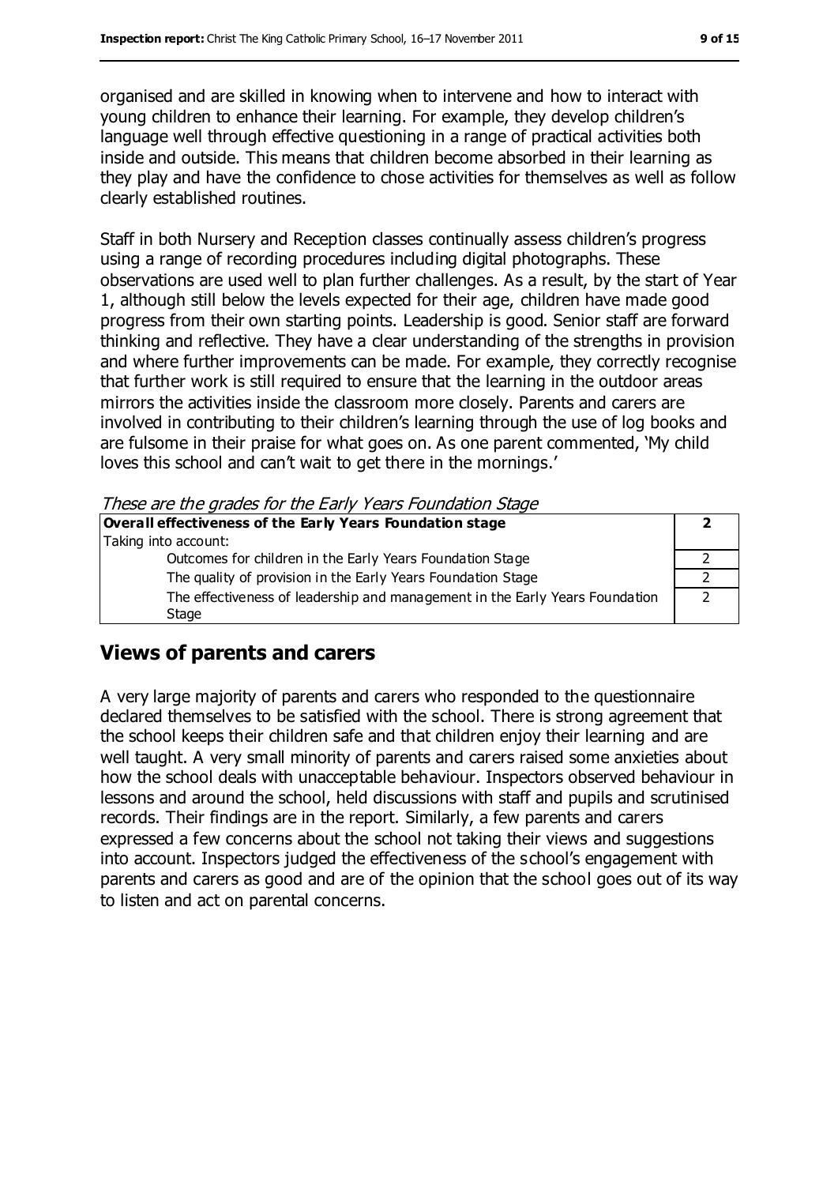organised and are skilled in knowing when to intervene and how to interact with young children to enhance their learning. For example, they develop children's language well through effective questioning in a range of practical activities both inside and outside. This means that children become absorbed in their learning as they play and have the confidence to chose activities for themselves as well as follow clearly established routines.

Staff in both Nursery and Reception classes continually assess children's progress using a range of recording procedures including digital photographs. These observations are used well to plan further challenges. As a result, by the start of Year 1, although still below the levels expected for their age, children have made good progress from their own starting points. Leadership is good. Senior staff are forward thinking and reflective. They have a clear understanding of the strengths in provision and where further improvements can be made. For example, they correctly recognise that further work is still required to ensure that the learning in the outdoor areas mirrors the activities inside the classroom more closely. Parents and carers are involved in contributing to their children's learning through the use of log books and are fulsome in their praise for what goes on. As one parent commented, 'My child loves this school and can't wait to get there in the mornings.'

*These are the grades for the Early Years Foundation Stage*

| **Overall effectiveness of the Early Years Foundation stage** | **2** |
|---|---|
| Taking into account: | |
| Outcomes for children in the Early Years Foundation Stage | 2 |
| The quality of provision in the Early Years Foundation Stage | 2 |
| The effectiveness of leadership and management in the Early Years Foundation Stage | 2 |

## Views of parents and carers

A very large majority of parents and carers who responded to the questionnaire declared themselves to be satisfied with the school. There is strong agreement that the school keeps their children safe and that children enjoy their learning and are well taught. A very small minority of parents and carers raised some anxieties about how the school deals with unacceptable behaviour. Inspectors observed behaviour in lessons and around the school, held discussions with staff and pupils and scrutinised records. Their findings are in the report. Similarly, a few parents and carers expressed a few concerns about the school not taking their views and suggestions into account. Inspectors judged the effectiveness of the school's engagement with parents and carers as good and are of the opinion that the school goes out of its way to listen and act on parental concerns.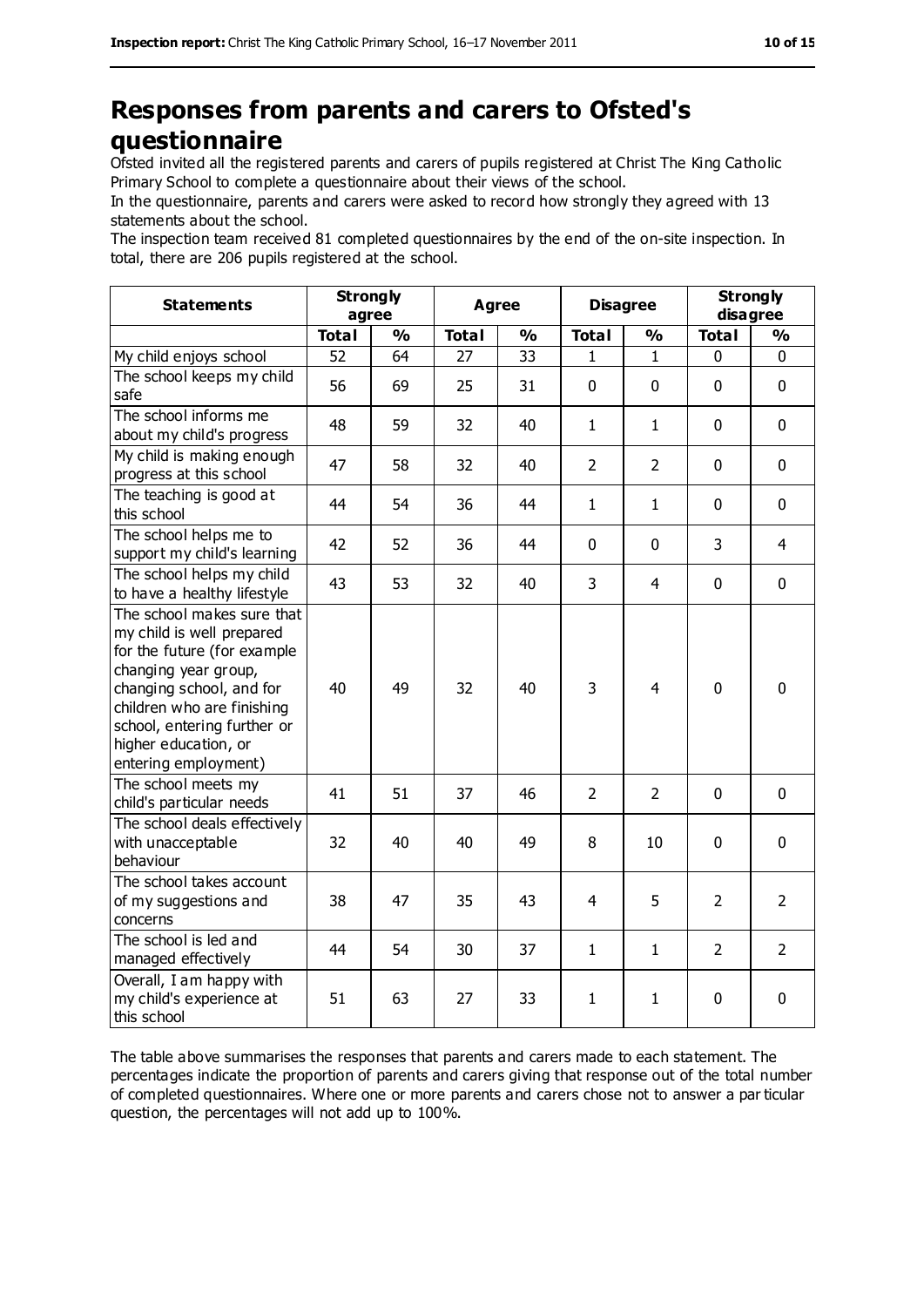# Responses from parents and carers to Ofsted's questionnaire

Ofsted invited all the registered parents and carers of pupils registered at Christ The King Catholic Primary School to complete a questionnaire about their views of the school.

In the questionnaire, parents and carers were asked to record how strongly they agreed with 13 statements about the school.

The inspection team received 81 completed questionnaires by the end of the on-site inspection. In total, there are 206 pupils registered at the school.

| Statements | Strongly agree | | Agree | | Disagree | | Strongly disagree | |
|---|---|---|---|---|---|---|---|---|
| | Total | % | Total | % | Total | % | Total | % |
| My child enjoys school | 52 | 64 | 27 | 33 | 1 | 1 | 0 | 0 |
| The school keeps my child safe | 56 | 69 | 25 | 31 | 0 | 0 | 0 | 0 |
| The school informs me about my child's progress | 48 | 59 | 32 | 40 | 1 | 1 | 0 | 0 |
| My child is making enough progress at this school | 47 | 58 | 32 | 40 | 2 | 2 | 0 | 0 |
| The teaching is good at this school | 44 | 54 | 36 | 44 | 1 | 1 | 0 | 0 |
| The school helps me to support my child's learning | 42 | 52 | 36 | 44 | 0 | 0 | 3 | 4 |
| The school helps my child to have a healthy lifestyle | 43 | 53 | 32 | 40 | 3 | 4 | 0 | 0 |
| The school makes sure that my child is well prepared for the future (for example changing year group, changing school, and for children who are finishing school, entering further or higher education, or entering employment) | 40 | 49 | 32 | 40 | 3 | 4 | 0 | 0 |
| The school meets my child's particular needs | 41 | 51 | 37 | 46 | 2 | 2 | 0 | 0 |
| The school deals effectively with unacceptable behaviour | 32 | 40 | 40 | 49 | 8 | 10 | 0 | 0 |
| The school takes account of my suggestions and concerns | 38 | 47 | 35 | 43 | 4 | 5 | 2 | 2 |
| The school is led and managed effectively | 44 | 54 | 30 | 37 | 1 | 1 | 2 | 2 |
| Overall, I am happy with my child's experience at this school | 51 | 63 | 27 | 33 | 1 | 1 | 0 | 0 |

The table above summarises the responses that parents and carers made to each statement. The percentages indicate the proportion of parents and carers giving that response out of the total number of completed questionnaires. Where one or more parents and carers chose not to answer a particular question, the percentages will not add up to 100%.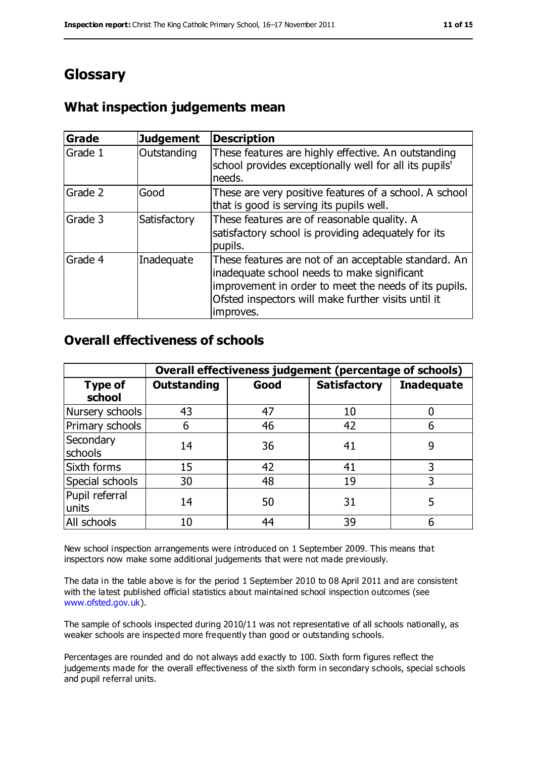# Glossary

## What inspection judgements mean

| Grade | Judgement | Description |
| --- | --- | --- |
| Grade 1 | Outstanding | These features are highly effective. An outstanding school provides exceptionally well for all its pupils' needs. |
| Grade 2 | Good | These are very positive features of a school. A school that is good is serving its pupils well. |
| Grade 3 | Satisfactory | These features are of reasonable quality. A satisfactory school is providing adequately for its pupils. |
| Grade 4 | Inadequate | These features are not of an acceptable standard. An inadequate school needs to make significant improvement in order to meet the needs of its pupils. Ofsted inspectors will make further visits until it improves. |

## Overall effectiveness of schools

| | Overall effectiveness judgement (percentage of schools) | | | |
| --- | --- | --- | --- | --- |
| **Type of school** | **Outstanding** | **Good** | **Satisfactory** | **Inadequate** |
| Nursery schools | 43 | 47 | 10 | 0 |
| Primary schools | 6 | 46 | 42 | 6 |
| Secondary schools | 14 | 36 | 41 | 9 |
| Sixth forms | 15 | 42 | 41 | 3 |
| Special schools | 30 | 48 | 19 | 3 |
| Pupil referral units | 14 | 50 | 31 | 5 |
| All schools | 10 | 44 | 39 | 6 |

New school inspection arrangements were introduced on 1 September 2009. This means that inspectors now make some additional judgements that were not made previously.

The data in the table above is for the period 1 September 2010 to 08 April 2011 and are consistent with the latest published official statistics about maintained school inspection outcomes (see www.ofsted.gov.uk).

The sample of schools inspected during 2010/11 was not representative of all schools nationally, as weaker schools are inspected more frequently than good or outstanding schools.

Percentages are rounded and do not always add exactly to 100. Sixth form figures reflect the judgements made for the overall effectiveness of the sixth form in secondary schools, special schools and pupil referral units.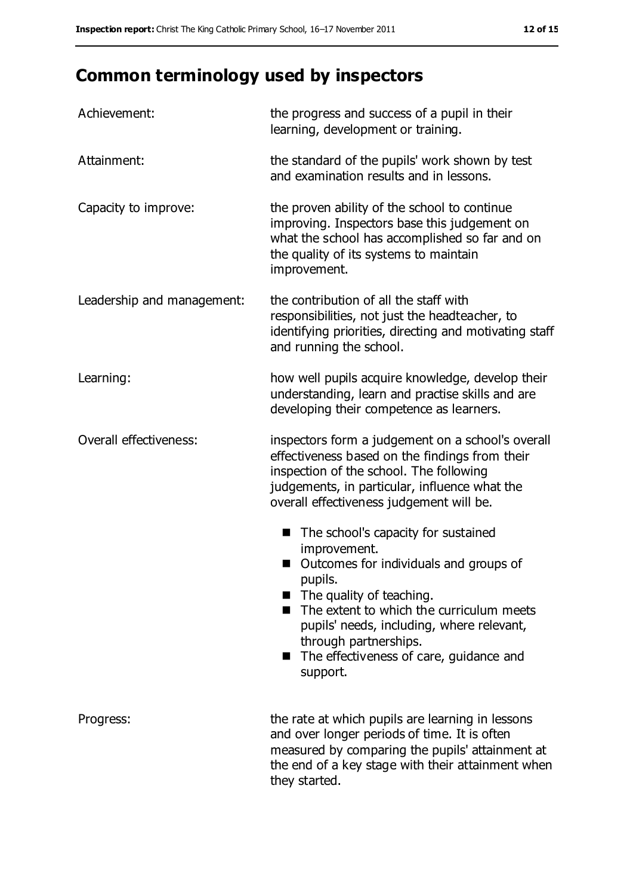# Common terminology used by inspectors

| | |
|---|---|
| Achievement: | the progress and success of a pupil in their learning, development or training. |
| Attainment: | the standard of the pupils' work shown by test and examination results and in lessons. |
| Capacity to improve: | the proven ability of the school to continue improving. Inspectors base this judgement on what the school has accomplished so far and on the quality of its systems to maintain improvement. |
| Leadership and management: | the contribution of all the staff with responsibilities, not just the headteacher, to identifying priorities, directing and motivating staff and running the school. |
| Learning: | how well pupils acquire knowledge, develop their understanding, learn and practise skills and are developing their competence as learners. |
| Overall effectiveness: | inspectors form a judgement on a school's overall effectiveness based on the findings from their inspection of the school. The following judgements, in particular, influence what the overall effectiveness judgement will be.<br>■ The school's capacity for sustained improvement.<br>■ Outcomes for individuals and groups of pupils.<br>■ The quality of teaching.<br>■ The extent to which the curriculum meets pupils' needs, including, where relevant, through partnerships.<br>■ The effectiveness of care, guidance and support. |
| Progress: | the rate at which pupils are learning in lessons and over longer periods of time. It is often measured by comparing the pupils' attainment at the end of a key stage with their attainment when they started. |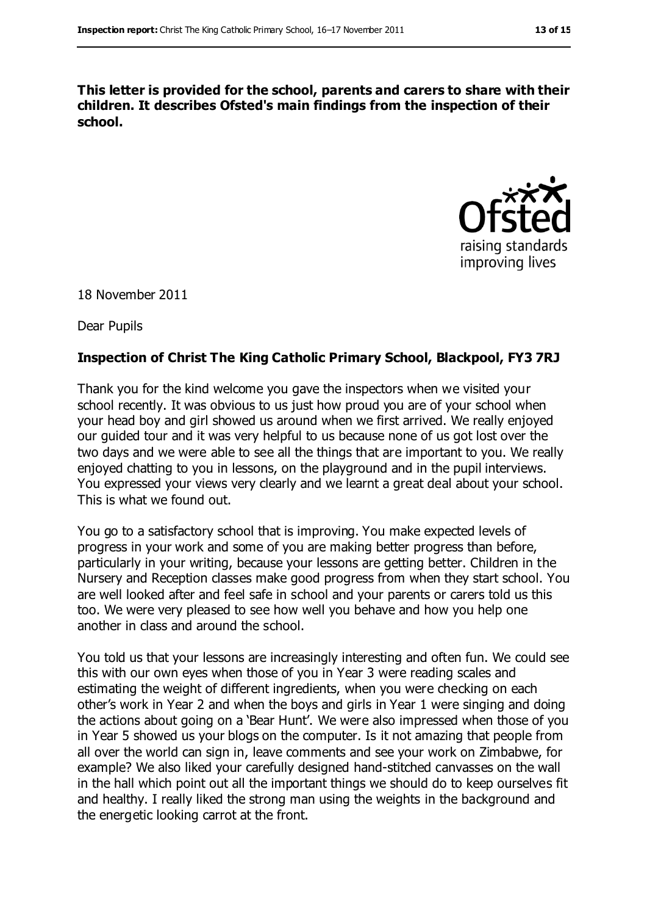**This letter is provided for the school, parents and carers to share with their children. It describes Ofsted's main findings from the inspection of their school.**

18 November 2011

Dear Pupils

**Inspection of Christ The King Catholic Primary School, Blackpool, FY3 7RJ**

Thank you for the kind welcome you gave the inspectors when we visited your school recently. It was obvious to us just how proud you are of your school when your head boy and girl showed us around when we first arrived. We really enjoyed our guided tour and it was very helpful to us because none of us got lost over the two days and we were able to see all the things that are important to you. We really enjoyed chatting to you in lessons, on the playground and in the pupil interviews. You expressed your views very clearly and we learnt a great deal about your school. This is what we found out.

You go to a satisfactory school that is improving. You make expected levels of progress in your work and some of you are making better progress than before, particularly in your writing, because your lessons are getting better. Children in the Nursery and Reception classes make good progress from when they start school. You are well looked after and feel safe in school and your parents or carers told us this too. We were very pleased to see how well you behave and how you help one another in class and around the school.

You told us that your lessons are increasingly interesting and often fun. We could see this with our own eyes when those of you in Year 3 were reading scales and estimating the weight of different ingredients, when you were checking on each other's work in Year 2 and when the boys and girls in Year 1 were singing and doing the actions about going on a 'Bear Hunt'. We were also impressed when those of you in Year 5 showed us your blogs on the computer. Is it not amazing that people from all over the world can sign in, leave comments and see your work on Zimbabwe, for example? We also liked your carefully designed hand-stitched canvasses on the wall in the hall which point out all the important things we should do to keep ourselves fit and healthy. I really liked the strong man using the weights in the background and the energetic looking carrot at the front.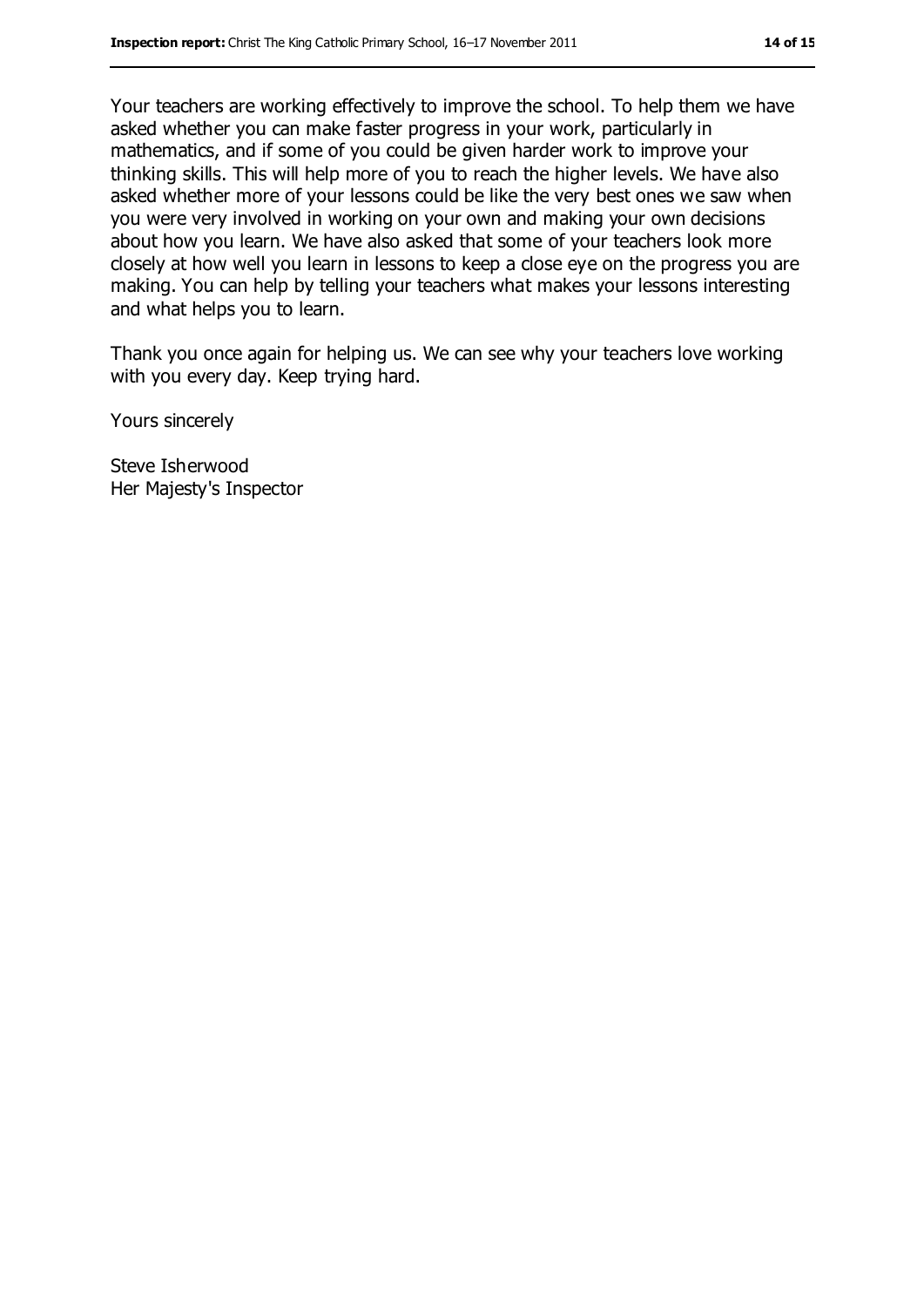Your teachers are working effectively to improve the school. To help them we have asked whether you can make faster progress in your work, particularly in mathematics, and if some of you could be given harder work to improve your thinking skills. This will help more of you to reach the higher levels. We have also asked whether more of your lessons could be like the very best ones we saw when you were very involved in working on your own and making your own decisions about how you learn. We have also asked that some of your teachers look more closely at how well you learn in lessons to keep a close eye on the progress you are making. You can help by telling your teachers what makes your lessons interesting and what helps you to learn.

Thank you once again for helping us. We can see why your teachers love working with you every day. Keep trying hard.

Yours sincerely

Steve Isherwood
Her Majesty's Inspector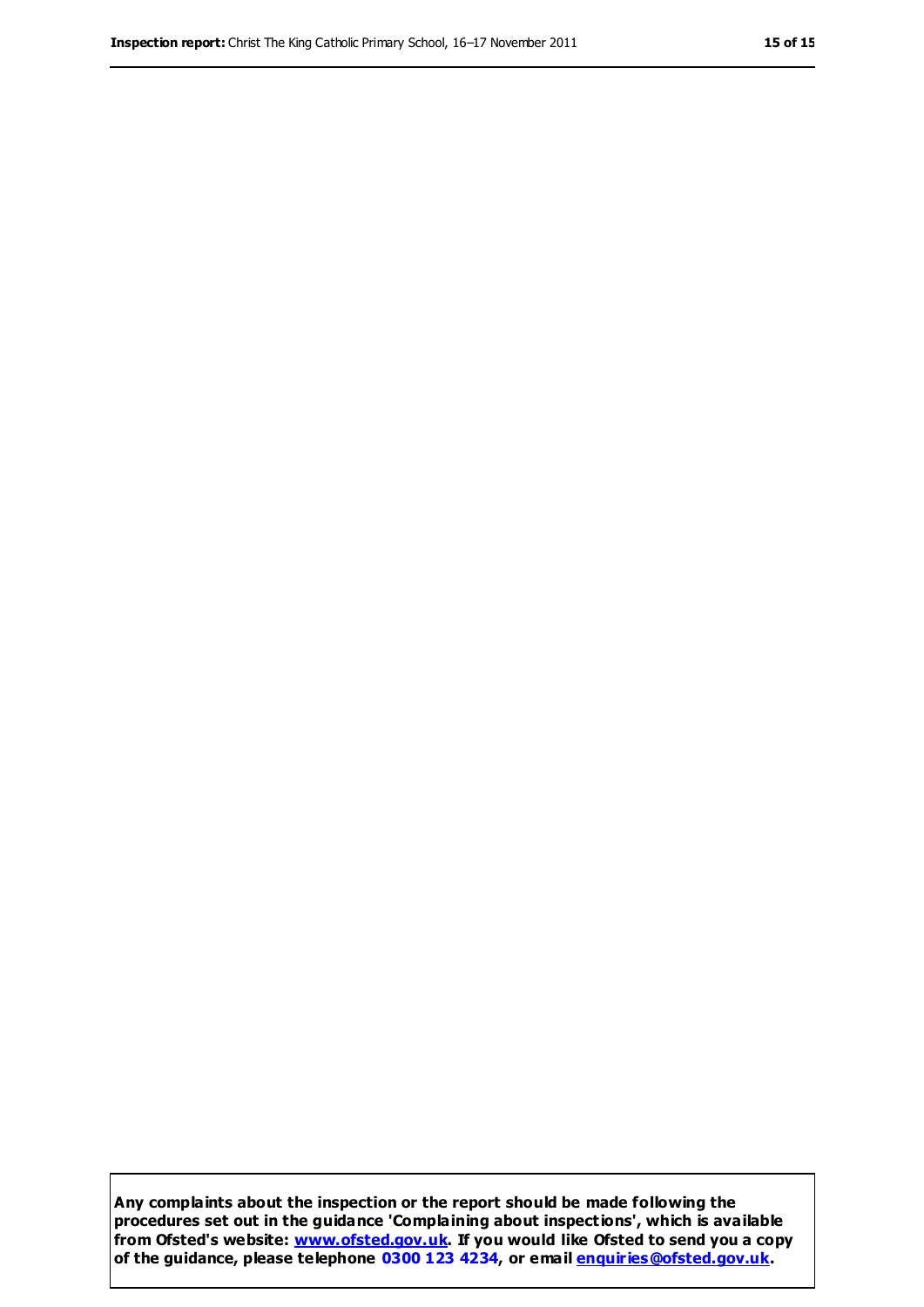**Any complaints about the inspection or the report should be made following the procedures set out in the guidance 'Complaining about inspections', which is available from Ofsted's website: www.ofsted.gov.uk. If you would like Ofsted to send you a copy of the guidance, please telephone 0300 123 4234, or email enquiries@ofsted.gov.uk.**